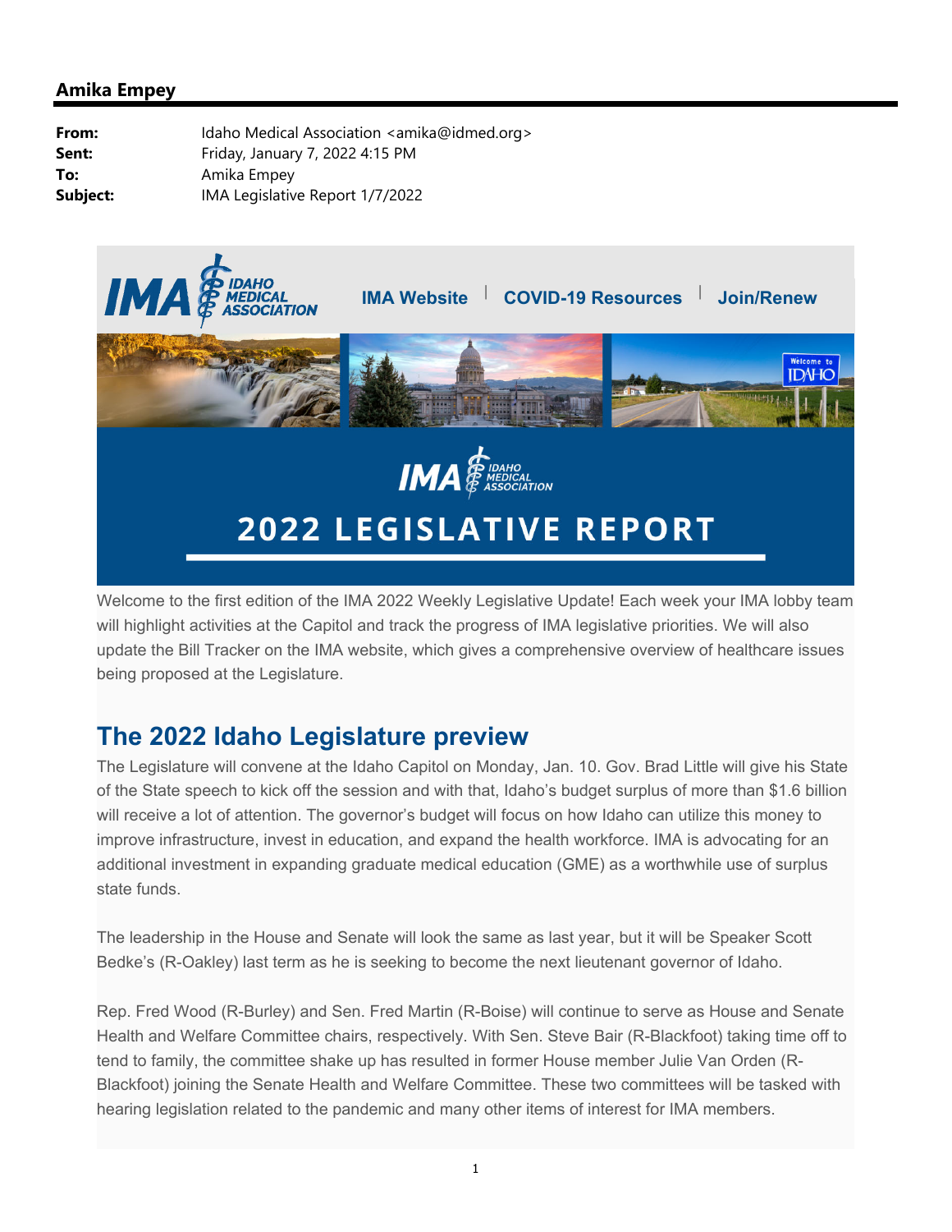**Amika Empey**

| | |
|---|---|
| **From:** | Idaho Medical Association <amika@idmed.org> |
| **Sent:** | Friday, January 7, 2022 4:15 PM |
| **To:** | Amika Empey |
| **Subject:** | IMA Legislative Report 1/7/2022 |

IMA Website | COVID-19 Resources | Join/Renew

# 2022 LEGISLATIVE REPORT

Welcome to the first edition of the IMA 2022 Weekly Legislative Update! Each week your IMA lobby team will highlight activities at the Capitol and track the progress of IMA legislative priorities. We will also update the Bill Tracker on the IMA website, which gives a comprehensive overview of healthcare issues being proposed at the Legislature.

## The 2022 Idaho Legislature preview

The Legislature will convene at the Idaho Capitol on Monday, Jan. 10. Gov. Brad Little will give his State of the State speech to kick off the session and with that, Idaho's budget surplus of more than $1.6 billion will receive a lot of attention. The governor's budget will focus on how Idaho can utilize this money to improve infrastructure, invest in education, and expand the health workforce. IMA is advocating for an additional investment in expanding graduate medical education (GME) as a worthwhile use of surplus state funds.

The leadership in the House and Senate will look the same as last year, but it will be Speaker Scott Bedke's (R-Oakley) last term as he is seeking to become the next lieutenant governor of Idaho.

Rep. Fred Wood (R-Burley) and Sen. Fred Martin (R-Boise) will continue to serve as House and Senate Health and Welfare Committee chairs, respectively. With Sen. Steve Bair (R-Blackfoot) taking time off to tend to family, the committee shake up has resulted in former House member Julie Van Orden (R-Blackfoot) joining the Senate Health and Welfare Committee. These two committees will be tasked with hearing legislation related to the pandemic and many other items of interest for IMA members.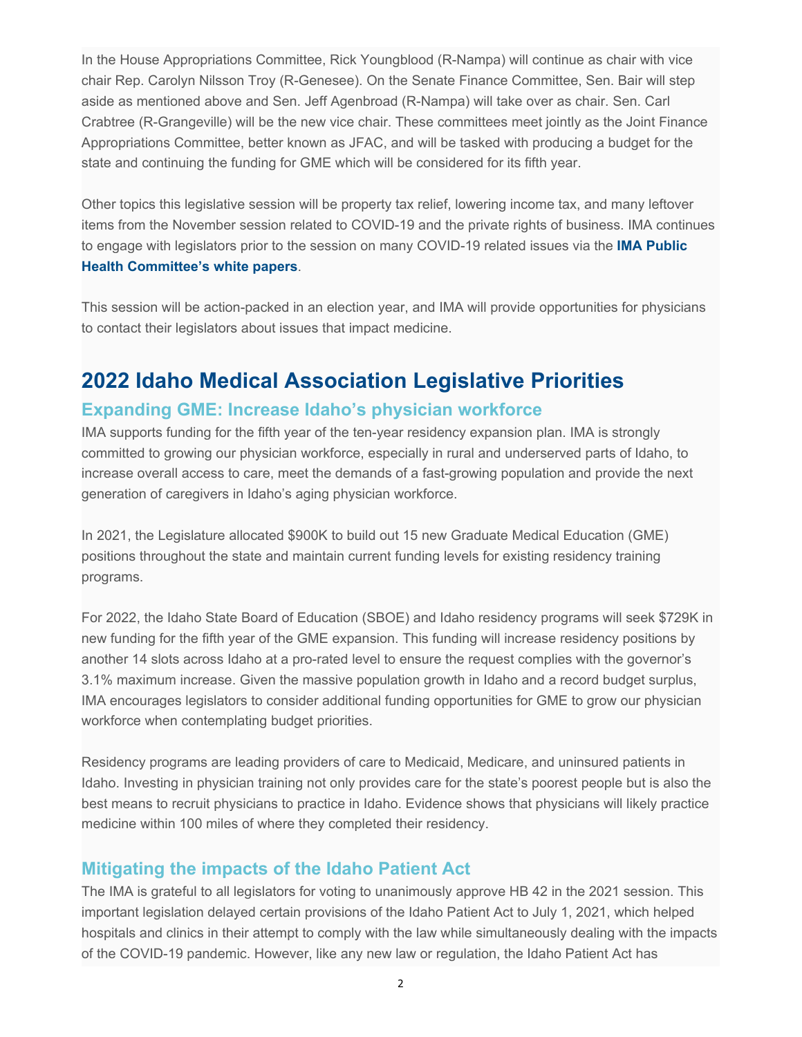In the House Appropriations Committee, Rick Youngblood (R-Nampa) will continue as chair with vice chair Rep. Carolyn Nilsson Troy (R-Genesee). On the Senate Finance Committee, Sen. Bair will step aside as mentioned above and Sen. Jeff Agenbroad (R-Nampa) will take over as chair. Sen. Carl Crabtree (R-Grangeville) will be the new vice chair. These committees meet jointly as the Joint Finance Appropriations Committee, better known as JFAC, and will be tasked with producing a budget for the state and continuing the funding for GME which will be considered for its fifth year.

Other topics this legislative session will be property tax relief, lowering income tax, and many leftover items from the November session related to COVID-19 and the private rights of business. IMA continues to engage with legislators prior to the session on many COVID-19 related issues via the **IMA Public Health Committee's white papers**.

This session will be action-packed in an election year, and IMA will provide opportunities for physicians to contact their legislators about issues that impact medicine.

# 2022 Idaho Medical Association Legislative Priorities

## Expanding GME: Increase Idaho's physician workforce

IMA supports funding for the fifth year of the ten-year residency expansion plan. IMA is strongly committed to growing our physician workforce, especially in rural and underserved parts of Idaho, to increase overall access to care, meet the demands of a fast-growing population and provide the next generation of caregivers in Idaho's aging physician workforce.

In 2021, the Legislature allocated $900K to build out 15 new Graduate Medical Education (GME) positions throughout the state and maintain current funding levels for existing residency training programs.

For 2022, the Idaho State Board of Education (SBOE) and Idaho residency programs will seek $729K in new funding for the fifth year of the GME expansion. This funding will increase residency positions by another 14 slots across Idaho at a pro-rated level to ensure the request complies with the governor's 3.1% maximum increase. Given the massive population growth in Idaho and a record budget surplus, IMA encourages legislators to consider additional funding opportunities for GME to grow our physician workforce when contemplating budget priorities.

Residency programs are leading providers of care to Medicaid, Medicare, and uninsured patients in Idaho. Investing in physician training not only provides care for the state's poorest people but is also the best means to recruit physicians to practice in Idaho. Evidence shows that physicians will likely practice medicine within 100 miles of where they completed their residency.

## Mitigating the impacts of the Idaho Patient Act

The IMA is grateful to all legislators for voting to unanimously approve HB 42 in the 2021 session. This important legislation delayed certain provisions of the Idaho Patient Act to July 1, 2021, which helped hospitals and clinics in their attempt to comply with the law while simultaneously dealing with the impacts of the COVID-19 pandemic. However, like any new law or regulation, the Idaho Patient Act has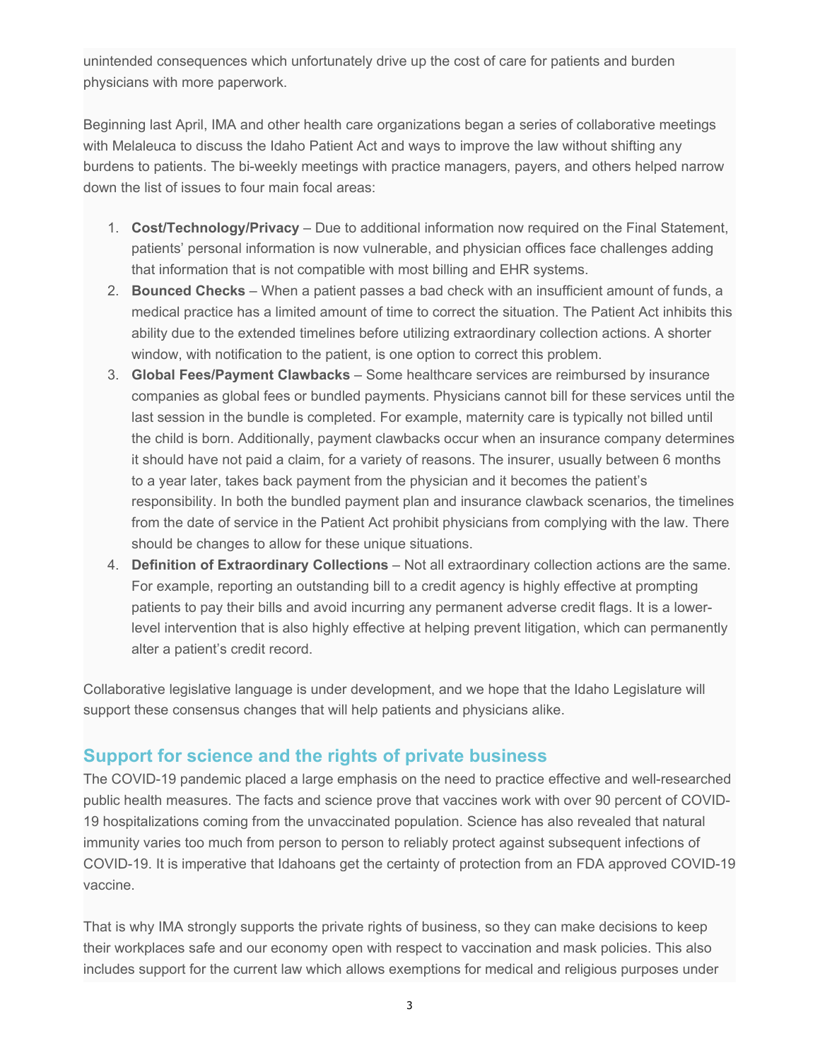unintended consequences which unfortunately drive up the cost of care for patients and burden physicians with more paperwork.

Beginning last April, IMA and other health care organizations began a series of collaborative meetings with Melaleuca to discuss the Idaho Patient Act and ways to improve the law without shifting any burdens to patients. The bi-weekly meetings with practice managers, payers, and others helped narrow down the list of issues to four main focal areas:

1. **Cost/Technology/Privacy** – Due to additional information now required on the Final Statement, patients' personal information is now vulnerable, and physician offices face challenges adding that information that is not compatible with most billing and EHR systems.
2. **Bounced Checks** – When a patient passes a bad check with an insufficient amount of funds, a medical practice has a limited amount of time to correct the situation. The Patient Act inhibits this ability due to the extended timelines before utilizing extraordinary collection actions. A shorter window, with notification to the patient, is one option to correct this problem.
3. **Global Fees/Payment Clawbacks** – Some healthcare services are reimbursed by insurance companies as global fees or bundled payments. Physicians cannot bill for these services until the last session in the bundle is completed. For example, maternity care is typically not billed until the child is born. Additionally, payment clawbacks occur when an insurance company determines it should have not paid a claim, for a variety of reasons. The insurer, usually between 6 months to a year later, takes back payment from the physician and it becomes the patient's responsibility. In both the bundled payment plan and insurance clawback scenarios, the timelines from the date of service in the Patient Act prohibit physicians from complying with the law. There should be changes to allow for these unique situations.
4. **Definition of Extraordinary Collections** – Not all extraordinary collection actions are the same. For example, reporting an outstanding bill to a credit agency is highly effective at prompting patients to pay their bills and avoid incurring any permanent adverse credit flags. It is a lower-level intervention that is also highly effective at helping prevent litigation, which can permanently alter a patient's credit record.

Collaborative legislative language is under development, and we hope that the Idaho Legislature will support these consensus changes that will help patients and physicians alike.

## Support for science and the rights of private business

The COVID-19 pandemic placed a large emphasis on the need to practice effective and well-researched public health measures. The facts and science prove that vaccines work with over 90 percent of COVID-19 hospitalizations coming from the unvaccinated population. Science has also revealed that natural immunity varies too much from person to person to reliably protect against subsequent infections of COVID-19. It is imperative that Idahoans get the certainty of protection from an FDA approved COVID-19 vaccine.

That is why IMA strongly supports the private rights of business, so they can make decisions to keep their workplaces safe and our economy open with respect to vaccination and mask policies. This also includes support for the current law which allows exemptions for medical and religious purposes under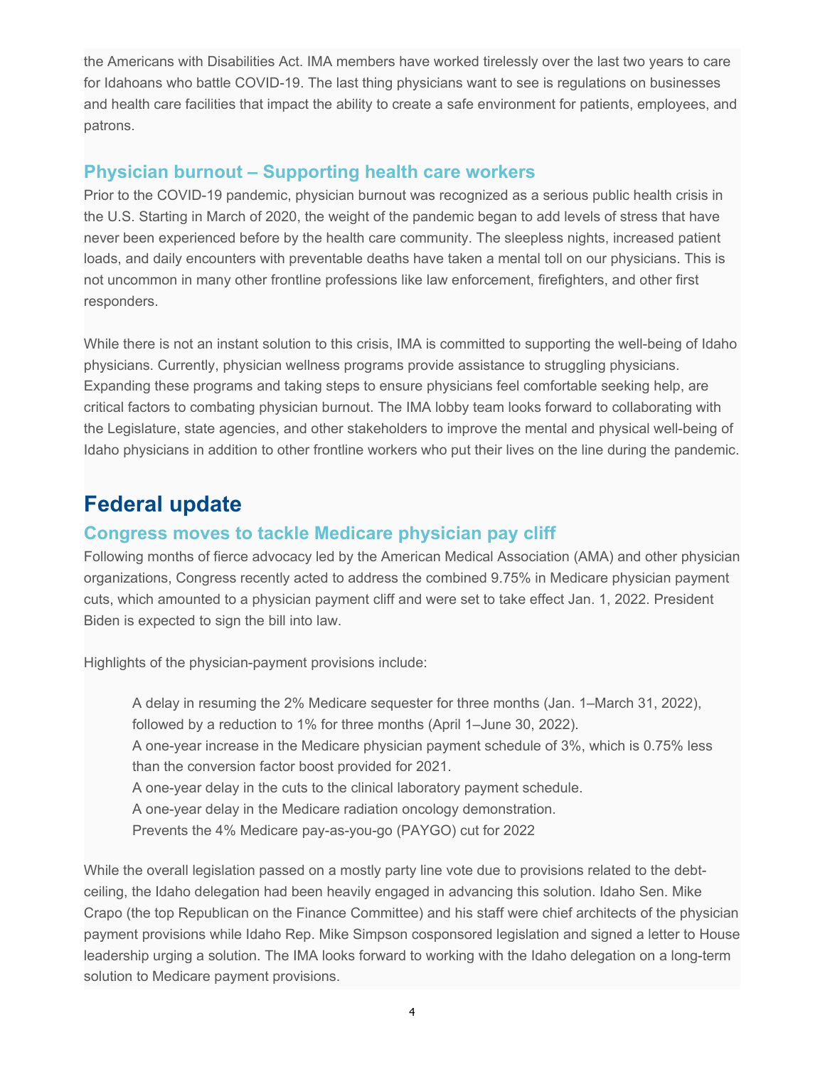the Americans with Disabilities Act. IMA members have worked tirelessly over the last two years to care for Idahoans who battle COVID-19. The last thing physicians want to see is regulations on businesses and health care facilities that impact the ability to create a safe environment for patients, employees, and patrons.

### Physician burnout – Supporting health care workers

Prior to the COVID-19 pandemic, physician burnout was recognized as a serious public health crisis in the U.S. Starting in March of 2020, the weight of the pandemic began to add levels of stress that have never been experienced before by the health care community. The sleepless nights, increased patient loads, and daily encounters with preventable deaths have taken a mental toll on our physicians. This is not uncommon in many other frontline professions like law enforcement, firefighters, and other first responders.

While there is not an instant solution to this crisis, IMA is committed to supporting the well-being of Idaho physicians. Currently, physician wellness programs provide assistance to struggling physicians. Expanding these programs and taking steps to ensure physicians feel comfortable seeking help, are critical factors to combating physician burnout. The IMA lobby team looks forward to collaborating with the Legislature, state agencies, and other stakeholders to improve the mental and physical well-being of Idaho physicians in addition to other frontline workers who put their lives on the line during the pandemic.

## Federal update

### Congress moves to tackle Medicare physician pay cliff

Following months of fierce advocacy led by the American Medical Association (AMA) and other physician organizations, Congress recently acted to address the combined 9.75% in Medicare physician payment cuts, which amounted to a physician payment cliff and were set to take effect Jan. 1, 2022. President Biden is expected to sign the bill into law.

Highlights of the physician-payment provisions include:

- A delay in resuming the 2% Medicare sequester for three months (Jan. 1–March 31, 2022), followed by a reduction to 1% for three months (April 1–June 30, 2022).
- A one-year increase in the Medicare physician payment schedule of 3%, which is 0.75% less than the conversion factor boost provided for 2021.
- A one-year delay in the cuts to the clinical laboratory payment schedule.
- A one-year delay in the Medicare radiation oncology demonstration.
- Prevents the 4% Medicare pay-as-you-go (PAYGO) cut for 2022

While the overall legislation passed on a mostly party line vote due to provisions related to the debt-ceiling, the Idaho delegation had been heavily engaged in advancing this solution. Idaho Sen. Mike Crapo (the top Republican on the Finance Committee) and his staff were chief architects of the physician payment provisions while Idaho Rep. Mike Simpson cosponsored legislation and signed a letter to House leadership urging a solution. The IMA looks forward to working with the Idaho delegation on a long-term solution to Medicare payment provisions.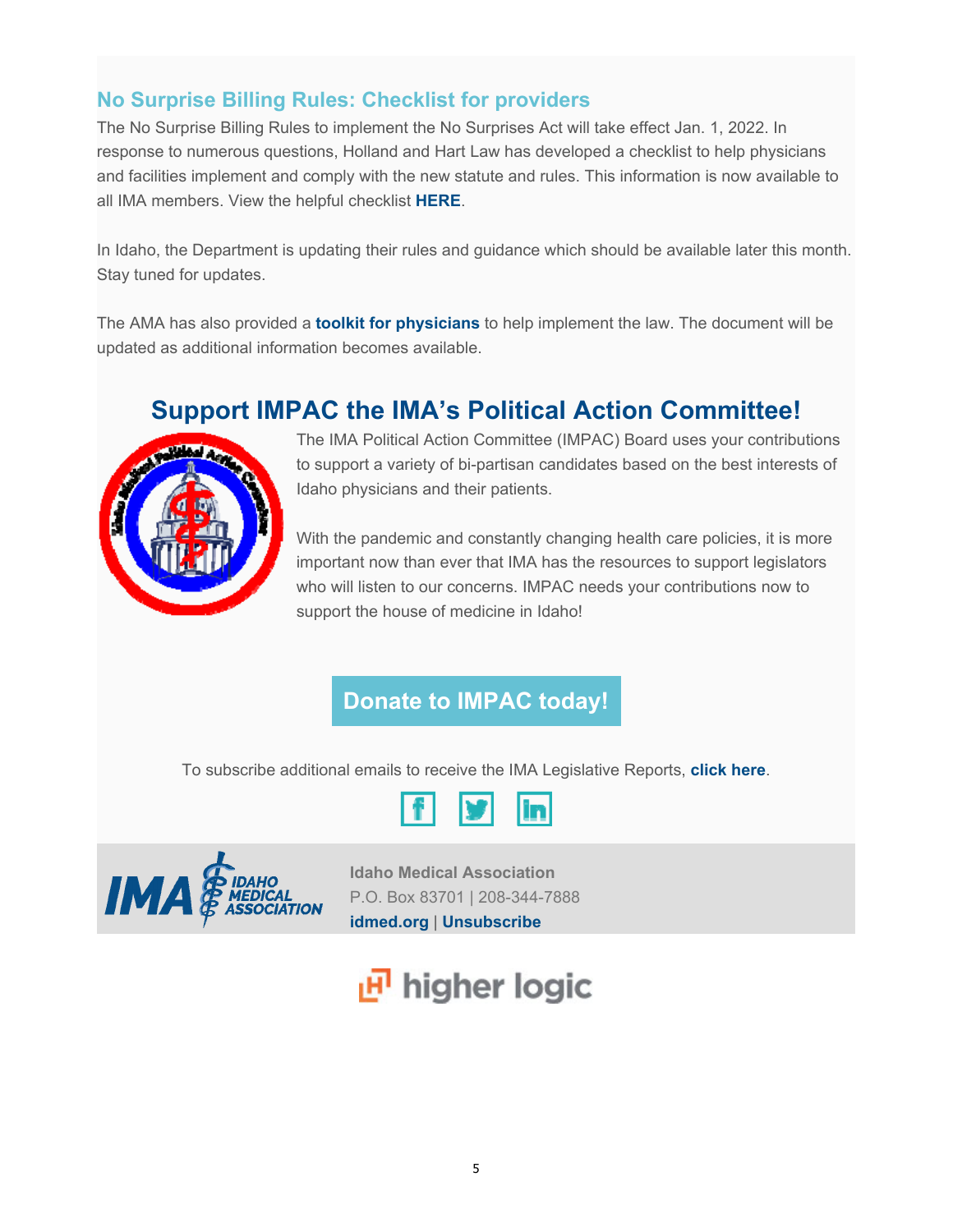## No Surprise Billing Rules: Checklist for providers

The No Surprise Billing Rules to implement the No Surprises Act will take effect Jan. 1, 2022. In response to numerous questions, Holland and Hart Law has developed a checklist to help physicians and facilities implement and comply with the new statute and rules. This information is now available to all IMA members. View the helpful checklist **HERE**.

In Idaho, the Department is updating their rules and guidance which should be available later this month. Stay tuned for updates.

The AMA has also provided a **toolkit for physicians** to help implement the law. The document will be updated as additional information becomes available.

## Support IMPAC the IMA's Political Action Committee!

The IMA Political Action Committee (IMPAC) Board uses your contributions to support a variety of bi-partisan candidates based on the best interests of Idaho physicians and their patients.

With the pandemic and constantly changing health care policies, it is more important now than ever that IMA has the resources to support legislators who will listen to our concerns. IMPAC needs your contributions now to support the house of medicine in Idaho!

**Donate to IMPAC today!**

To subscribe additional emails to receive the IMA Legislative Reports, **click here**.

**Idaho Medical Association**
P.O. Box 83701 | 208-344-7888
**idmed.org** | **Unsubscribe**